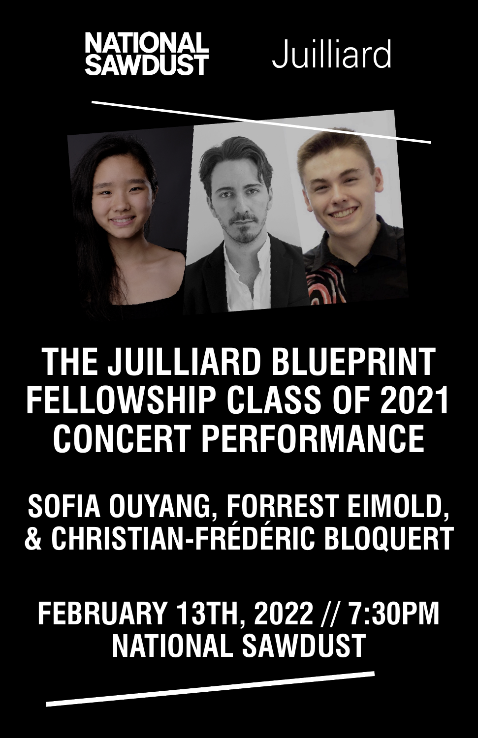NATIONAL SAWDUST

Juilliard

# THE JUILLIARD BLUEPRINT FELLOWSHIP CLASS OF 2021 CONCERT PERFORMANCE

## SOFIA OUYANG, FORREST EIMOLD, & CHRISTIAN-FRÉDÉRIC BLOQUERT

## FEBRUARY 13TH, 2022 // 7:30PM NATIONAL SAWDUST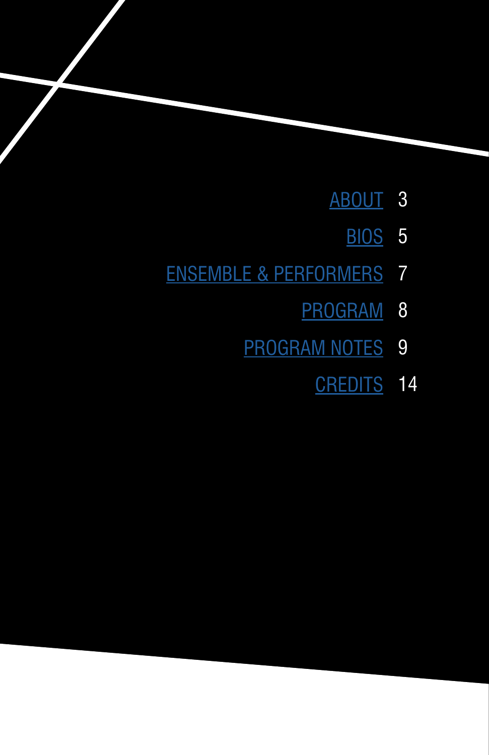| | |
|---|---|
| ABOUT | 3 |
| BIOS | 5 |
| ENSEMBLE & PERFORMERS | 7 |
| PROGRAM | 8 |
| PROGRAM NOTES | 9 |
| CREDITS | 14 |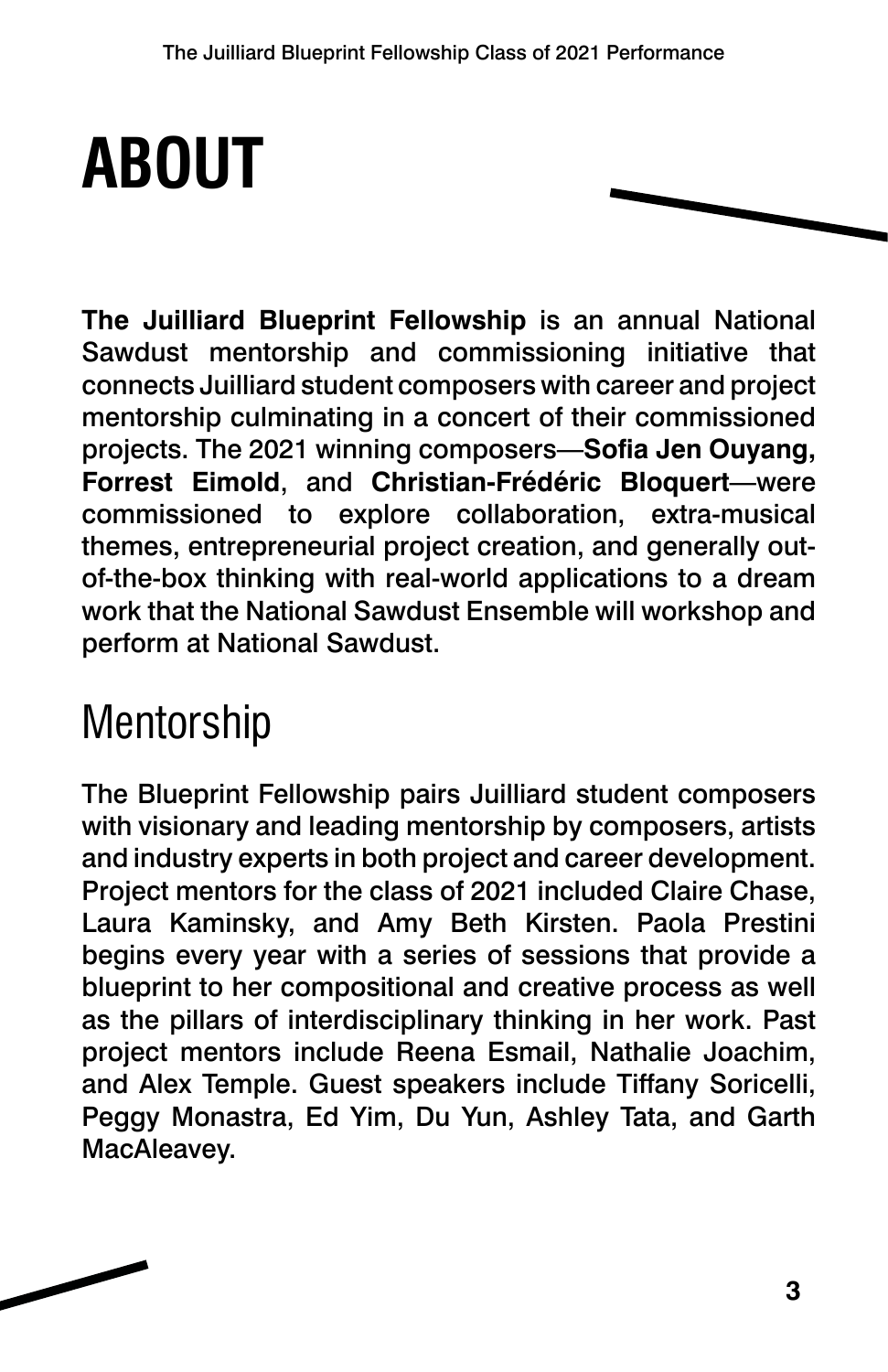# ABOUT

**The Juilliard Blueprint Fellowship** is an annual National Sawdust mentorship and commissioning initiative that connects Juilliard student composers with career and project mentorship culminating in a concert of their commissioned projects. The 2021 winning composers—**Sofia Jen Ouyang, Forrest Eimold**, and **Christian-Frédéric Bloquert**—were commissioned to explore collaboration, extra-musical themes, entrepreneurial project creation, and generally out-of-the-box thinking with real-world applications to a dream work that the National Sawdust Ensemble will workshop and perform at National Sawdust.

## Mentorship

The Blueprint Fellowship pairs Juilliard student composers with visionary and leading mentorship by composers, artists and industry experts in both project and career development. Project mentors for the class of 2021 included Claire Chase, Laura Kaminsky, and Amy Beth Kirsten. Paola Prestini begins every year with a series of sessions that provide a blueprint to her compositional and creative process as well as the pillars of interdisciplinary thinking in her work. Past project mentors include Reena Esmail, Nathalie Joachim, and Alex Temple. Guest speakers include Tiffany Soricelli, Peggy Monastra, Ed Yim, Du Yun, Ashley Tata, and Garth MacAleavey.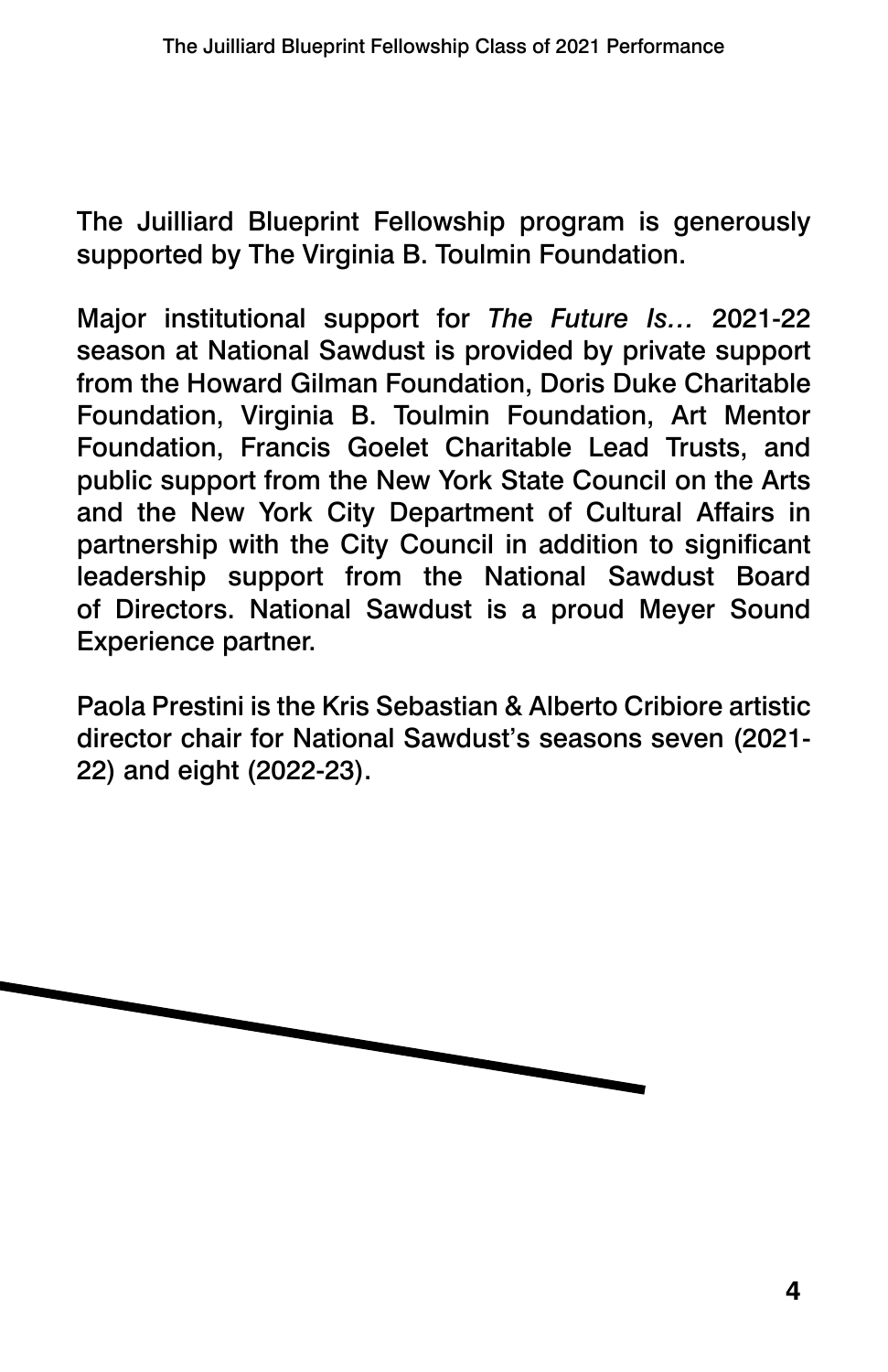The Juilliard Blueprint Fellowship program is generously supported by The Virginia B. Toulmin Foundation.

Major institutional support for *The Future Is…* 2021-22 season at National Sawdust is provided by private support from the Howard Gilman Foundation, Doris Duke Charitable Foundation, Virginia B. Toulmin Foundation, Art Mentor Foundation, Francis Goelet Charitable Lead Trusts, and public support from the New York State Council on the Arts and the New York City Department of Cultural Affairs in partnership with the City Council in addition to significant leadership support from the National Sawdust Board of Directors. National Sawdust is a proud Meyer Sound Experience partner.

Paola Prestini is the Kris Sebastian & Alberto Cribiore artistic director chair for National Sawdust's seasons seven (2021-22) and eight (2022-23).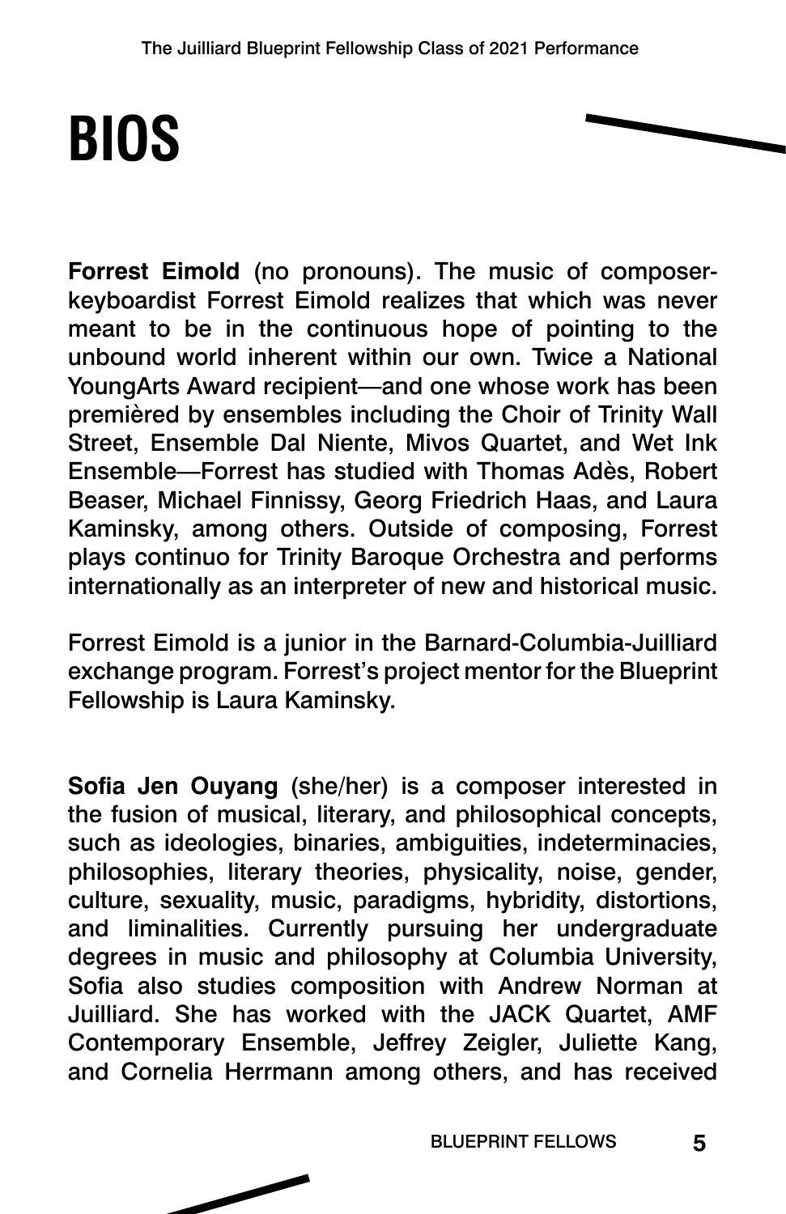# BIOS

**Forrest Eimold** (no pronouns). The music of composer-keyboardist Forrest Eimold realizes that which was never meant to be in the continuous hope of pointing to the unbound world inherent within our own. Twice a National YoungArts Award recipient—and one whose work has been premièred by ensembles including the Choir of Trinity Wall Street, Ensemble Dal Niente, Mivos Quartet, and Wet Ink Ensemble—Forrest has studied with Thomas Adès, Robert Beaser, Michael Finnissy, Georg Friedrich Haas, and Laura Kaminsky, among others. Outside of composing, Forrest plays continuo for Trinity Baroque Orchestra and performs internationally as an interpreter of new and historical music.

Forrest Eimold is a junior in the Barnard-Columbia-Juilliard exchange program. Forrest's project mentor for the Blueprint Fellowship is Laura Kaminsky.

**Sofia Jen Ouyang** (she/her) is a composer interested in the fusion of musical, literary, and philosophical concepts, such as ideologies, binaries, ambiguities, indeterminacies, philosophies, literary theories, physicality, noise, gender, culture, sexuality, music, paradigms, hybridity, distortions, and liminalities. Currently pursuing her undergraduate degrees in music and philosophy at Columbia University, Sofia also studies composition with Andrew Norman at Juilliard. She has worked with the JACK Quartet, AMF Contemporary Ensemble, Jeffrey Zeigler, Juliette Kang, and Cornelia Herrmann among others, and has received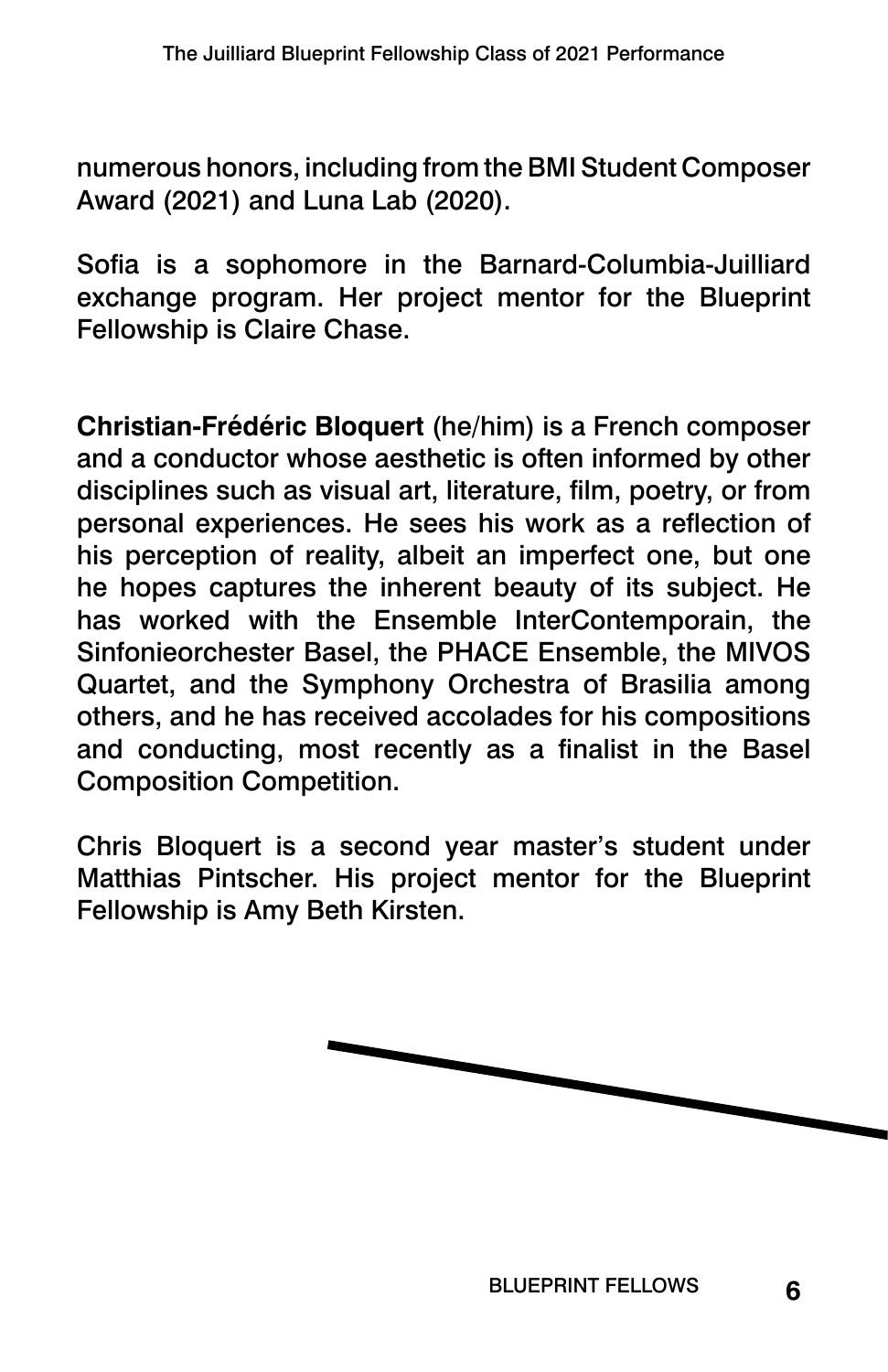numerous honors, including from the BMI Student Composer Award (2021) and Luna Lab (2020).

Sofia is a sophomore in the Barnard-Columbia-Juilliard exchange program. Her project mentor for the Blueprint Fellowship is Claire Chase.

**Christian-Frédéric Bloquert** (he/him) is a French composer and a conductor whose aesthetic is often informed by other disciplines such as visual art, literature, film, poetry, or from personal experiences. He sees his work as a reflection of his perception of reality, albeit an imperfect one, but one he hopes captures the inherent beauty of its subject. He has worked with the Ensemble InterContemporain, the Sinfonieorchester Basel, the PHACE Ensemble, the MIVOS Quartet, and the Symphony Orchestra of Brasilia among others, and he has received accolades for his compositions and conducting, most recently as a finalist in the Basel Composition Competition.

Chris Bloquert is a second year master's student under Matthias Pintscher. His project mentor for the Blueprint Fellowship is Amy Beth Kirsten.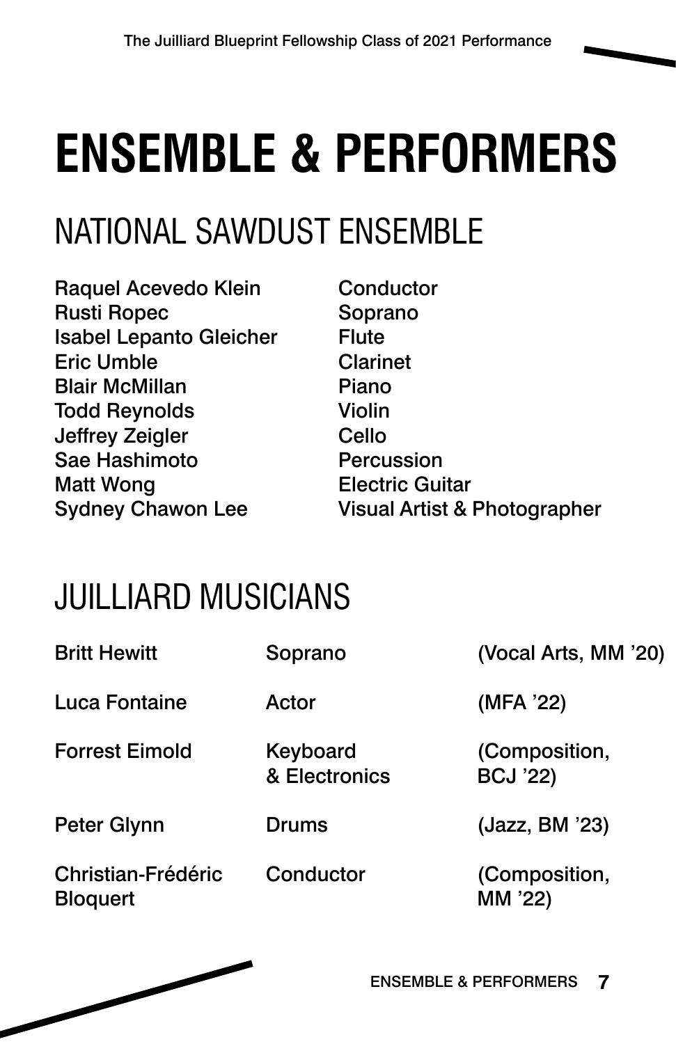# ENSEMBLE & PERFORMERS

## NATIONAL SAWDUST ENSEMBLE

| | |
|---|---|
| Raquel Acevedo Klein | Conductor |
| Rusti Ropec | Soprano |
| Isabel Lepanto Gleicher | Flute |
| Eric Umble | Clarinet |
| Blair McMillan | Piano |
| Todd Reynolds | Violin |
| Jeffrey Zeigler | Cello |
| Sae Hashimoto | Percussion |
| Matt Wong | Electric Guitar |
| Sydney Chawon Lee | Visual Artist & Photographer |

## JUILLIARD MUSICIANS

| | | |
|---|---|---|
| Britt Hewitt | Soprano | (Vocal Arts, MM '20) |
| Luca Fontaine | Actor | (MFA '22) |
| Forrest Eimold | Keyboard & Electronics | (Composition, BCJ '22) |
| Peter Glynn | Drums | (Jazz, BM '23) |
| Christian-Frédéric Bloquert | Conductor | (Composition, MM '22) |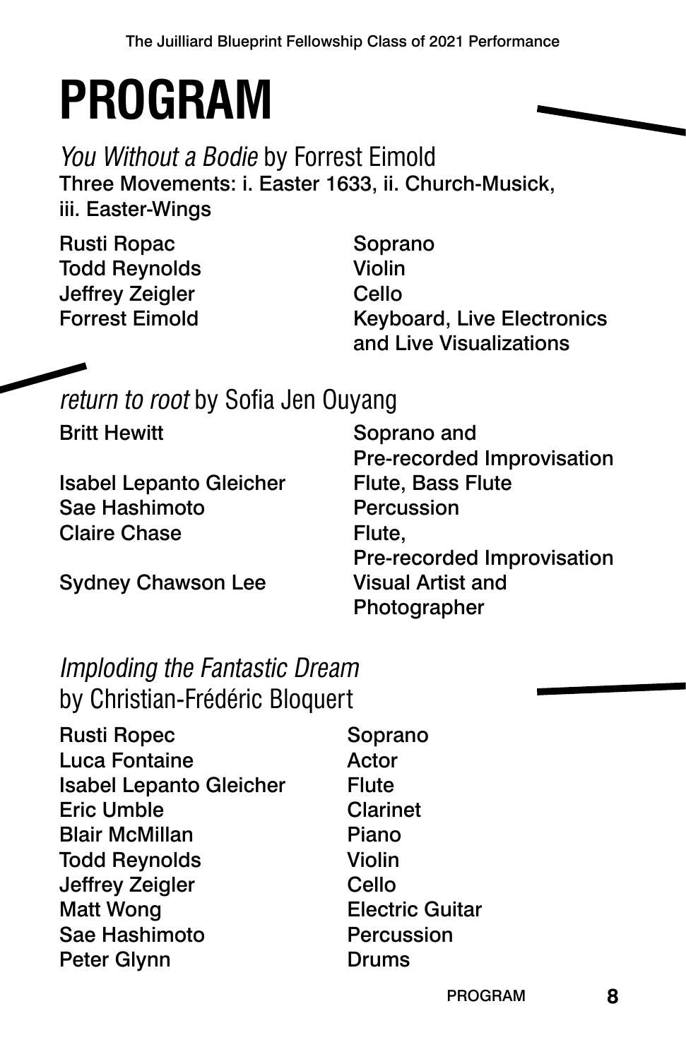# PROGRAM

## *You Without a Bodie* by Forrest Eimold

Three Movements: i. Easter 1633, ii. Church-Musick, iii. Easter-Wings

| | |
|---|---|
| Rusti Ropac | Soprano |
| Todd Reynolds | Violin |
| Jeffrey Zeigler | Cello |
| Forrest Eimold | Keyboard, Live Electronics and Live Visualizations |

## *return to root* by Sofia Jen Ouyang

| | |
|---|---|
| Britt Hewitt | Soprano and Pre-recorded Improvisation |
| Isabel Lepanto Gleicher | Flute, Bass Flute |
| Sae Hashimoto | Percussion |
| Claire Chase | Flute, Pre-recorded Improvisation |
| Sydney Chawson Lee | Visual Artist and Photographer |

## *Imploding the Fantastic Dream* by Christian-Frédéric Bloquert

| | |
|---|---|
| Rusti Ropec | Soprano |
| Luca Fontaine | Actor |
| Isabel Lepanto Gleicher | Flute |
| Eric Umble | Clarinet |
| Blair McMillan | Piano |
| Todd Reynolds | Violin |
| Jeffrey Zeigler | Cello |
| Matt Wong | Electric Guitar |
| Sae Hashimoto | Percussion |
| Peter Glynn | Drums |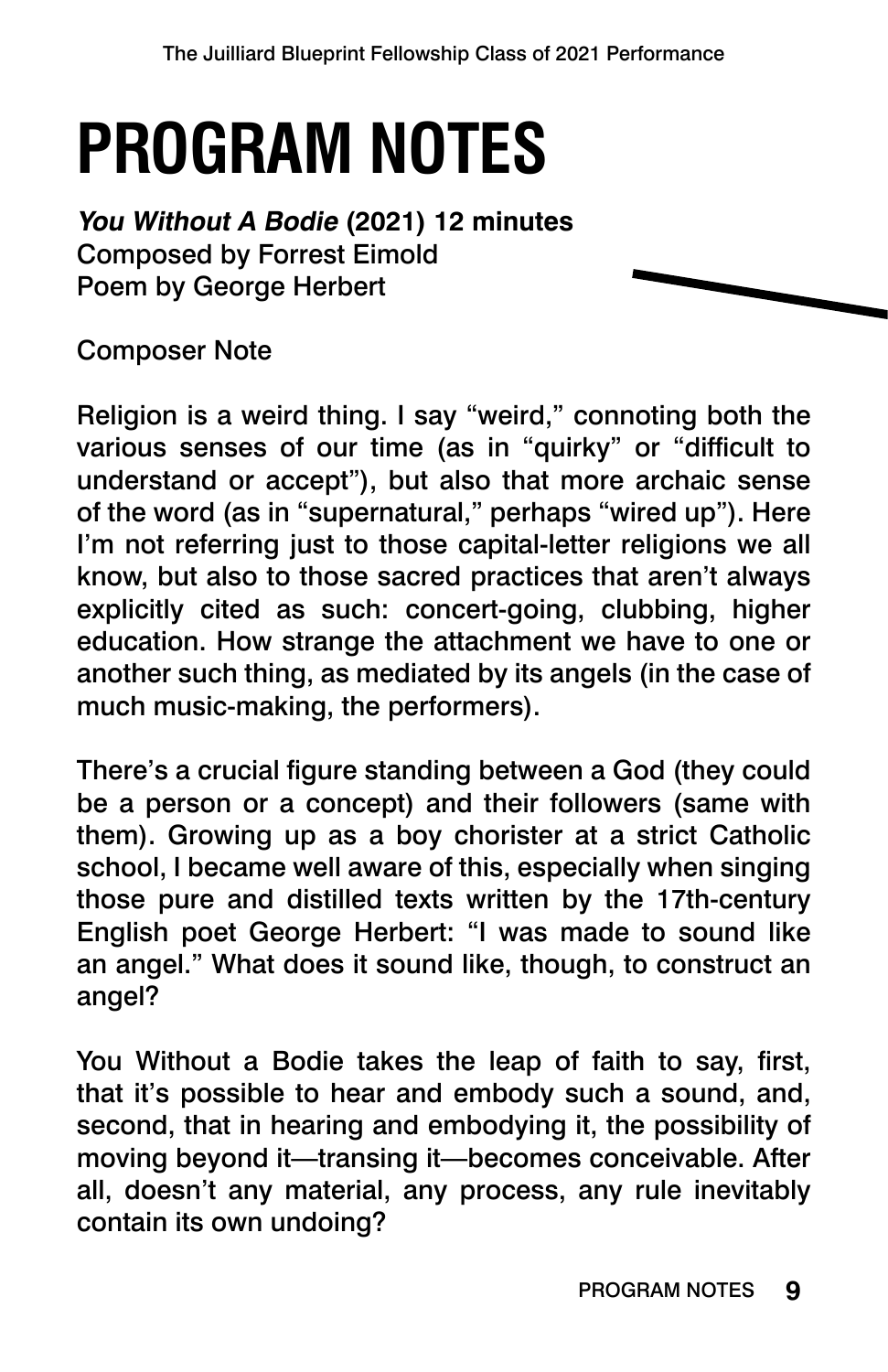# PROGRAM NOTES

***You Without A Bodie*** **(2021) 12 minutes**
Composed by Forrest Eimold
Poem by George Herbert

Composer Note

Religion is a weird thing. I say "weird," connoting both the various senses of our time (as in "quirky" or "difficult to understand or accept"), but also that more archaic sense of the word (as in "supernatural," perhaps "wired up"). Here I'm not referring just to those capital-letter religions we all know, but also to those sacred practices that aren't always explicitly cited as such: concert-going, clubbing, higher education. How strange the attachment we have to one or another such thing, as mediated by its angels (in the case of much music-making, the performers).

There's a crucial figure standing between a God (they could be a person or a concept) and their followers (same with them). Growing up as a boy chorister at a strict Catholic school, I became well aware of this, especially when singing those pure and distilled texts written by the 17th-century English poet George Herbert: "I was made to sound like an angel." What does it sound like, though, to construct an angel?

You Without a Bodie takes the leap of faith to say, first, that it's possible to hear and embody such a sound, and, second, that in hearing and embodying it, the possibility of moving beyond it—transing it—becomes conceivable. After all, doesn't any material, any process, any rule inevitably contain its own undoing?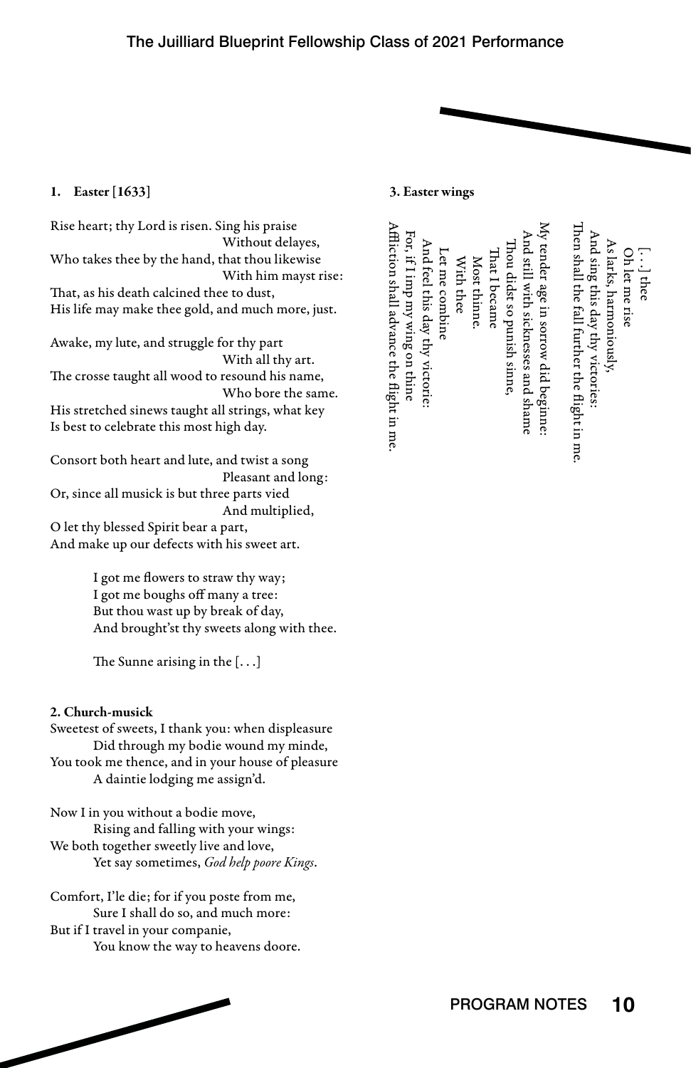### 1. Easter [1633]

Rise heart; thy Lord is risen. Sing his praise
Without delayes,
Who takes thee by the hand, that thou likewise
With him mayst rise:
That, as his death calcined thee to dust,
His life may make thee gold, and much more, just.

Awake, my lute, and struggle for thy part
With all thy art.
The crosse taught all wood to resound his name,
Who bore the same.
His stretched sinews taught all strings, what key
Is best to celebrate this most high day.

Consort both heart and lute, and twist a song
Pleasant and long:
Or, since all musick is but three parts vied
And multiplied,
O let thy blessed Spirit bear a part,
And make up our defects with his sweet art.

I got me flowers to straw thy way;
I got me boughs off many a tree:
But thou wast up by break of day,
And brought'st thy sweets along with thee.

The Sunne arising in the [. . .]

### 2. Church-musick

Sweetest of sweets, I thank you: when displeasure
Did through my bodie wound my minde,
You took me thence, and in your house of pleasure
A daintie lodging me assign'd.

Now I in you without a bodie move,
Rising and falling with your wings:
We both together sweetly live and love,
Yet say sometimes, *God help poore Kings*.

Comfort, I'le die; for if you poste from me,
Sure I shall do so, and much more:
But if I travel in your companie,
You know the way to heavens doore.

### 3. Easter wings

[. . .] thee
Oh let me rise
As larks, harmoniously,
And sing this day thy victories:
Then shall the fall further the flight in me.

My tender age in sorrow did beginne:
And still with sicknesses and shame
Thou didst so punish sinne,
That I became
Most thinne.
With thee
Let me combine
And feel this day thy victorie:
For, if I imp my wing on thine
Affliction shall advance the flight in me.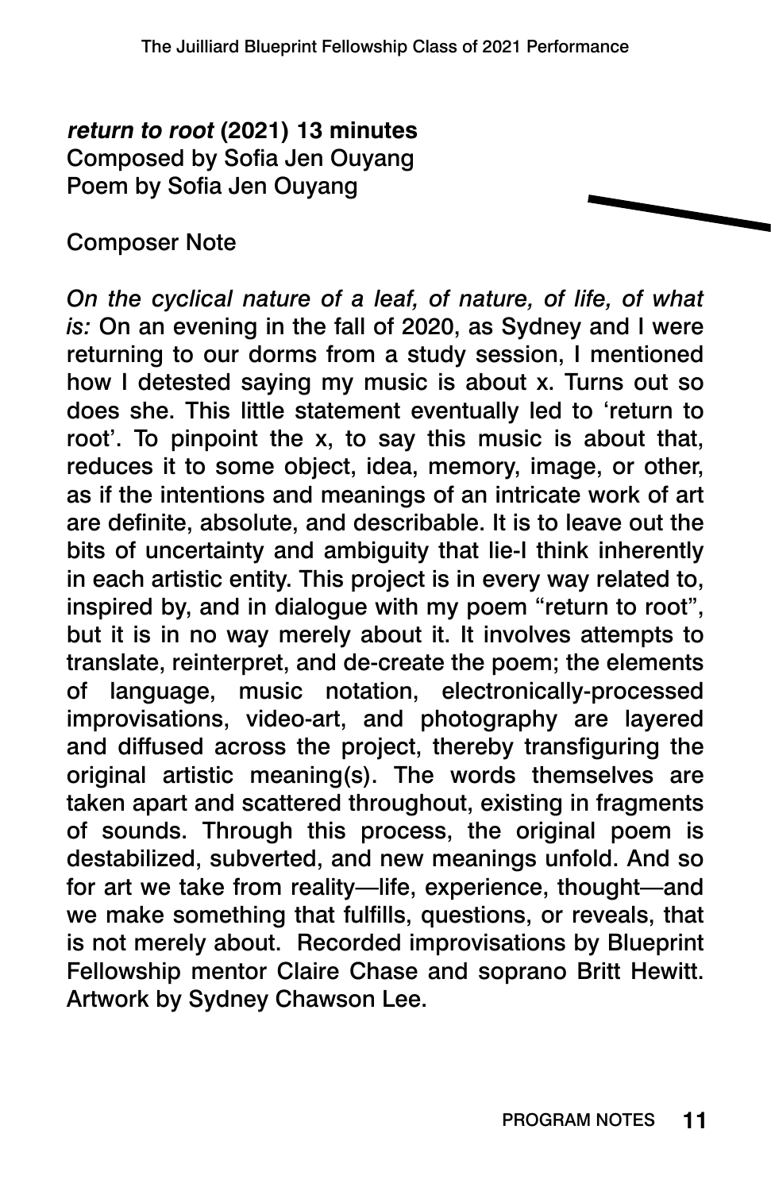***return to root*** **(2021) 13 minutes**
Composed by Sofia Jen Ouyang
Poem by Sofia Jen Ouyang

Composer Note

*On the cyclical nature of a leaf, of nature, of life, of what is:* On an evening in the fall of 2020, as Sydney and I were returning to our dorms from a study session, I mentioned how I detested saying my music is about x. Turns out so does she. This little statement eventually led to 'return to root'. To pinpoint the x, to say this music is about that, reduces it to some object, idea, memory, image, or other, as if the intentions and meanings of an intricate work of art are definite, absolute, and describable. It is to leave out the bits of uncertainty and ambiguity that lie-I think inherently in each artistic entity. This project is in every way related to, inspired by, and in dialogue with my poem "return to root", but it is in no way merely about it. It involves attempts to translate, reinterpret, and de-create the poem; the elements of language, music notation, electronically-processed improvisations, video-art, and photography are layered and diffused across the project, thereby transfiguring the original artistic meaning(s). The words themselves are taken apart and scattered throughout, existing in fragments of sounds. Through this process, the original poem is destabilized, subverted, and new meanings unfold. And so for art we take from reality—life, experience, thought—and we make something that fulfills, questions, or reveals, that is not merely about. Recorded improvisations by Blueprint Fellowship mentor Claire Chase and soprano Britt Hewitt. Artwork by Sydney Chawson Lee.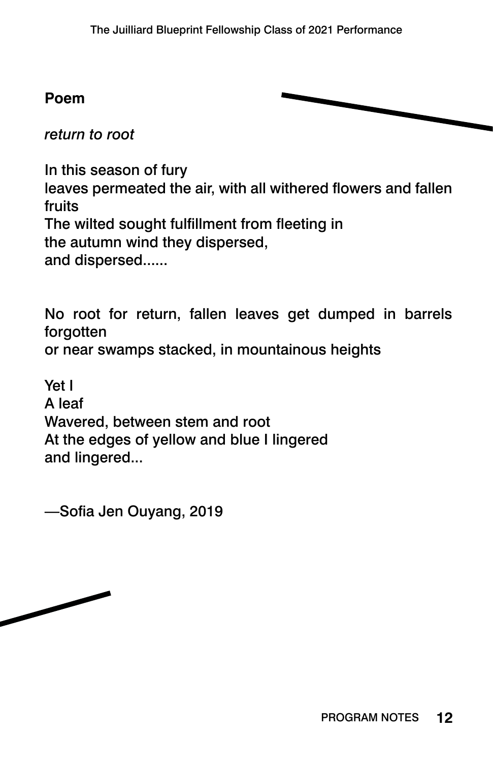**Poem**

*return to root*

In this season of fury  
leaves permeated the air, with all withered flowers and fallen fruits  
The wilted sought fulfillment from fleeting in  
the autumn wind they dispersed,  
and dispersed......

No root for return, fallen leaves get dumped in barrels forgotten  
or near swamps stacked, in mountainous heights

Yet I  
A leaf  
Wavered, between stem and root  
At the edges of yellow and blue I lingered  
and lingered...

—Sofia Jen Ouyang, 2019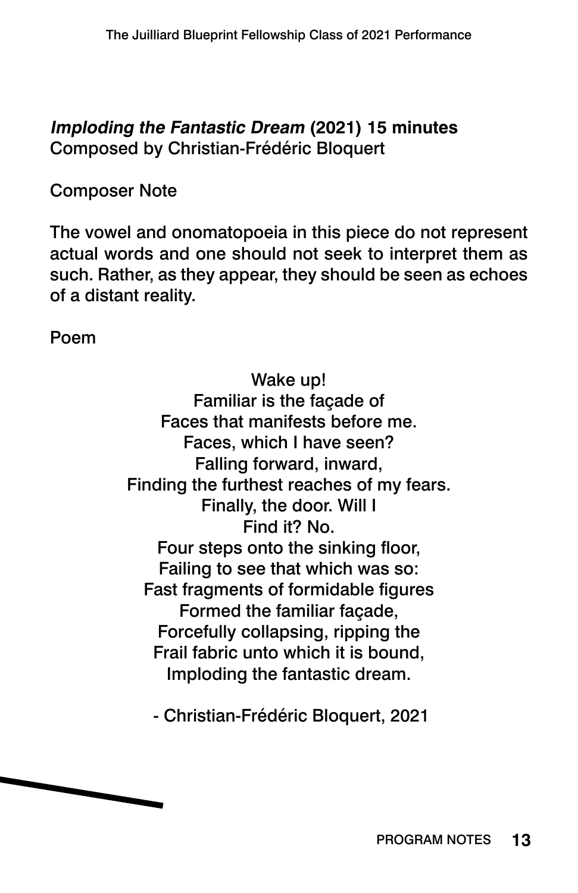***Imploding the Fantastic Dream* (2021) 15 minutes**
Composed by Christian-Frédéric Bloquert

Composer Note

The vowel and onomatopoeia in this piece do not represent actual words and one should not seek to interpret them as such. Rather, as they appear, they should be seen as echoes of a distant reality.

Poem

Wake up!
Familiar is the façade of
Faces that manifests before me.
Faces, which I have seen?
Falling forward, inward,
Finding the furthest reaches of my fears.
Finally, the door. Will I
Find it? No.
Four steps onto the sinking floor,
Failing to see that which was so:
Fast fragments of formidable figures
Formed the familiar façade,
Forcefully collapsing, ripping the
Frail fabric unto which it is bound,
Imploding the fantastic dream.

- Christian-Frédéric Bloquert, 2021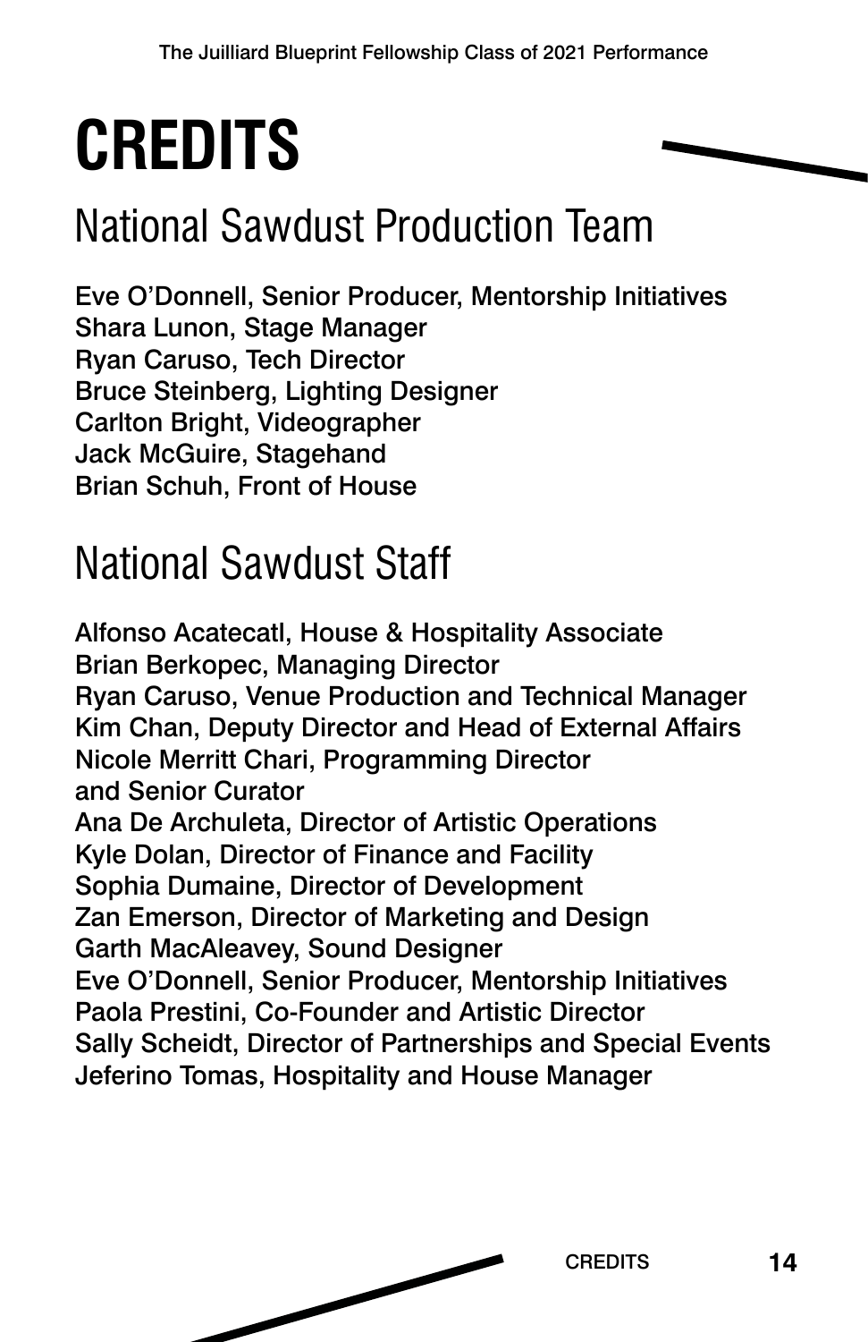# CREDITS

## National Sawdust Production Team

Eve O'Donnell, Senior Producer, Mentorship Initiatives
Shara Lunon, Stage Manager
Ryan Caruso, Tech Director
Bruce Steinberg, Lighting Designer
Carlton Bright, Videographer
Jack McGuire, Stagehand
Brian Schuh, Front of House

## National Sawdust Staff

Alfonso Acatecatl, House & Hospitality Associate
Brian Berkopec, Managing Director
Ryan Caruso, Venue Production and Technical Manager
Kim Chan, Deputy Director and Head of External Affairs
Nicole Merritt Chari, Programming Director and Senior Curator
Ana De Archuleta, Director of Artistic Operations
Kyle Dolan, Director of Finance and Facility
Sophia Dumaine, Director of Development
Zan Emerson, Director of Marketing and Design
Garth MacAleavey, Sound Designer
Eve O'Donnell, Senior Producer, Mentorship Initiatives
Paola Prestini, Co-Founder and Artistic Director
Sally Scheidt, Director of Partnerships and Special Events
Jeferino Tomas, Hospitality and House Manager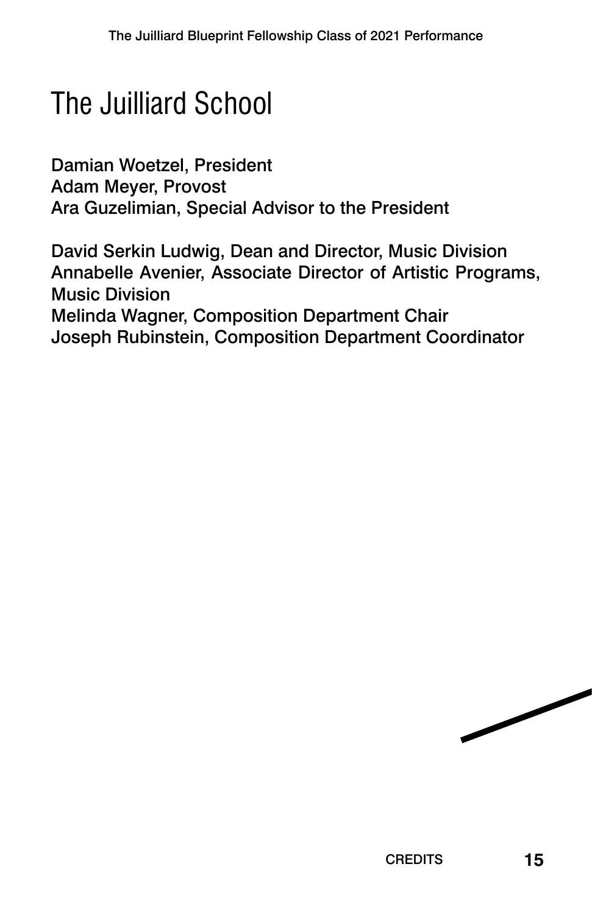# The Juilliard School

Damian Woetzel, President
Adam Meyer, Provost
Ara Guzelimian, Special Advisor to the President

David Serkin Ludwig, Dean and Director, Music Division
Annabelle Avenier, Associate Director of Artistic Programs, Music Division
Melinda Wagner, Composition Department Chair
Joseph Rubinstein, Composition Department Coordinator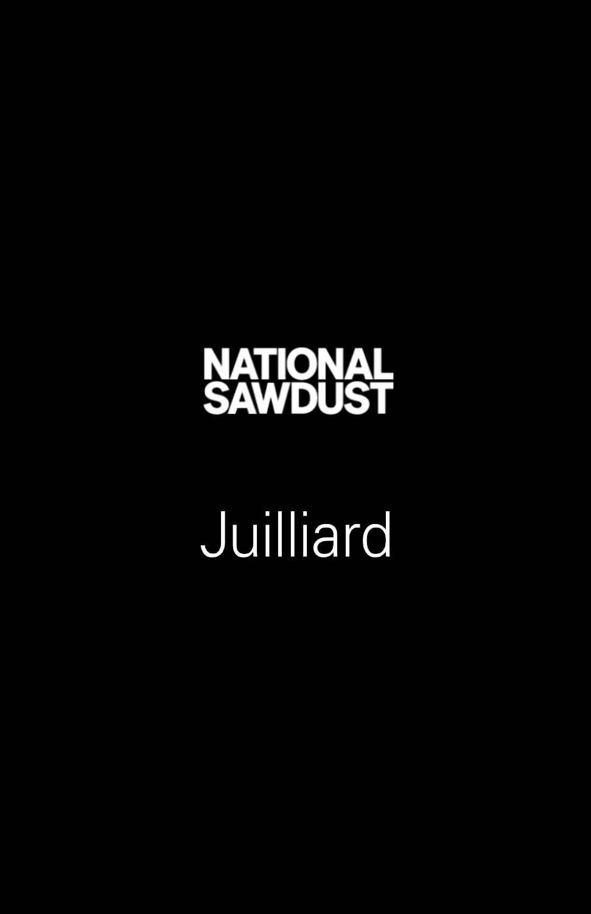NATIONAL
SAWDUST

Juilliard